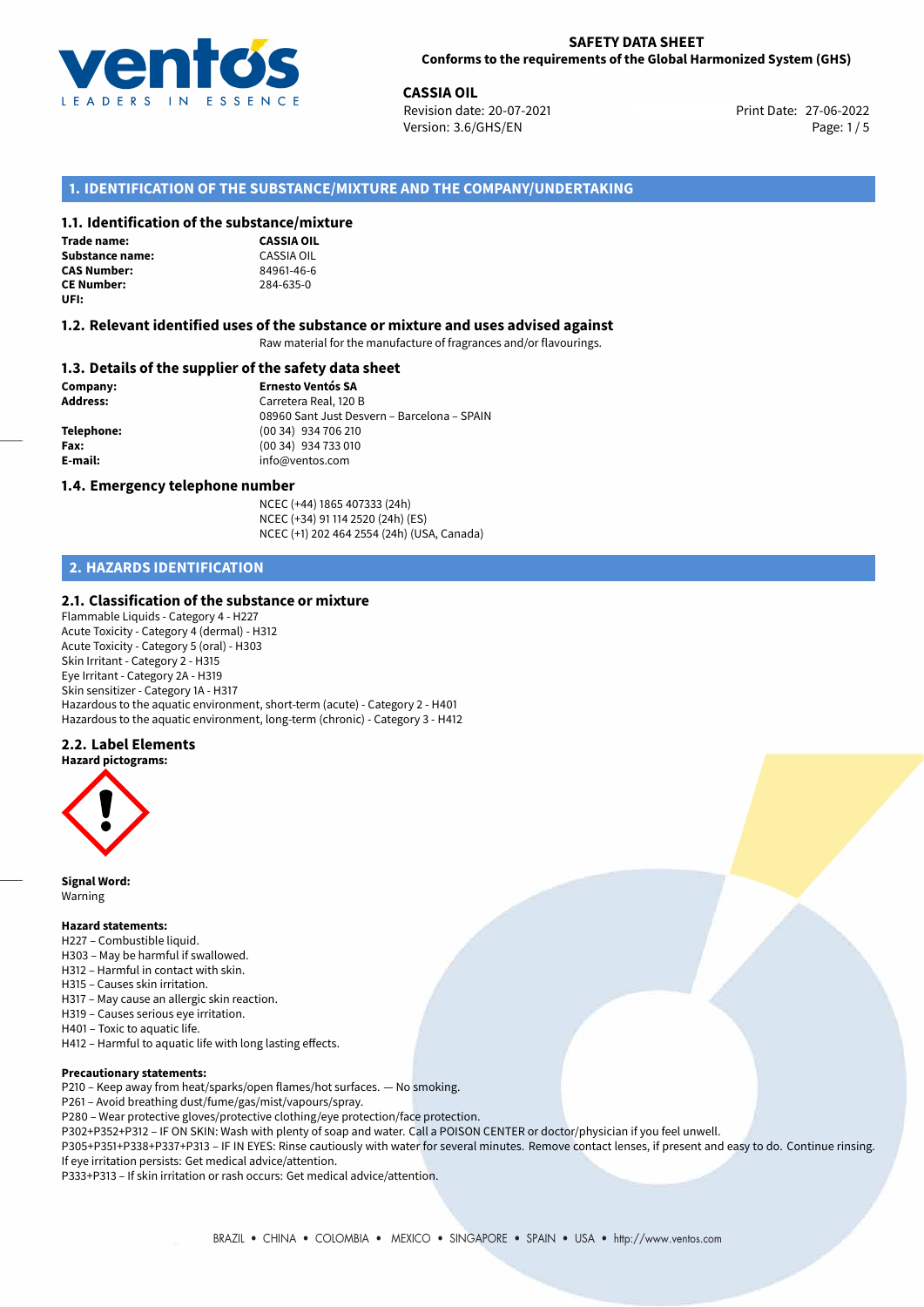# SAFETY DATA SHEET
**Conforms to the requirements of the Global Harmonized System (GHS)**

**CASSIA OIL**
Revision date: 20-07-2021
Version: 3.6/GHS/EN
Print Date: 27-06-2022

## 1. IDENTIFICATION OF THE SUBSTANCE/MIXTURE AND THE COMPANY/UNDERTAKING

### 1.1. Identification of the substance/mixture

**Trade name:** **CASSIA OIL**
**Substance name:** CASSIA OIL
**CAS Number:** 84961-46-6
**CE Number:** 284-635-0
**UFI:**

### 1.2. Relevant identified uses of the substance or mixture and uses advised against

Raw material for the manufacture of fragrances and/or flavourings.

### 1.3. Details of the supplier of the safety data sheet

**Company:** **Ernesto Ventós SA**
**Address:** Carretera Real, 120 B
08960 Sant Just Desvern – Barcelona – SPAIN
**Telephone:** (00 34) 934 706 210
**Fax:** (00 34) 934 733 010
**E-mail:** info@ventos.com

### 1.4. Emergency telephone number

NCEC (+44) 1865 407333 (24h)
NCEC (+34) 91 114 2520 (24h) (ES)
NCEC (+1) 202 464 2554 (24h) (USA, Canada)

## 2. HAZARDS IDENTIFICATION

### 2.1. Classification of the substance or mixture

Flammable Liquids - Category 4 - H227
Acute Toxicity - Category 4 (dermal) - H312
Acute Toxicity - Category 5 (oral) - H303
Skin Irritant - Category 2 - H315
Eye Irritant - Category 2A - H319
Skin sensitizer - Category 1A - H317
Hazardous to the aquatic environment, short-term (acute) - Category 2 - H401
Hazardous to the aquatic environment, long-term (chronic) - Category 3 - H412

### 2.2. Label Elements

**Hazard pictograms:**

**Signal Word:**
Warning

**Hazard statements:**
H227 – Combustible liquid.
H303 – May be harmful if swallowed.
H312 – Harmful in contact with skin.
H315 – Causes skin irritation.
H317 – May cause an allergic skin reaction.
H319 – Causes serious eye irritation.
H401 – Toxic to aquatic life.
H412 – Harmful to aquatic life with long lasting effects.

**Precautionary statements:**
P210 – Keep away from heat/sparks/open flames/hot surfaces. — No smoking.
P261 – Avoid breathing dust/fume/gas/mist/vapours/spray.
P280 – Wear protective gloves/protective clothing/eye protection/face protection.
P302+P352+P312 – IF ON SKIN: Wash with plenty of soap and water. Call a POISON CENTER or doctor/physician if you feel unwell.
P305+P351+P338+P337+P313 – IF IN EYES: Rinse cautiously with water for several minutes. Remove contact lenses, if present and easy to do. Continue rinsing. If eye irritation persists: Get medical advice/attention.
P333+P313 – If skin irritation or rash occurs: Get medical advice/attention.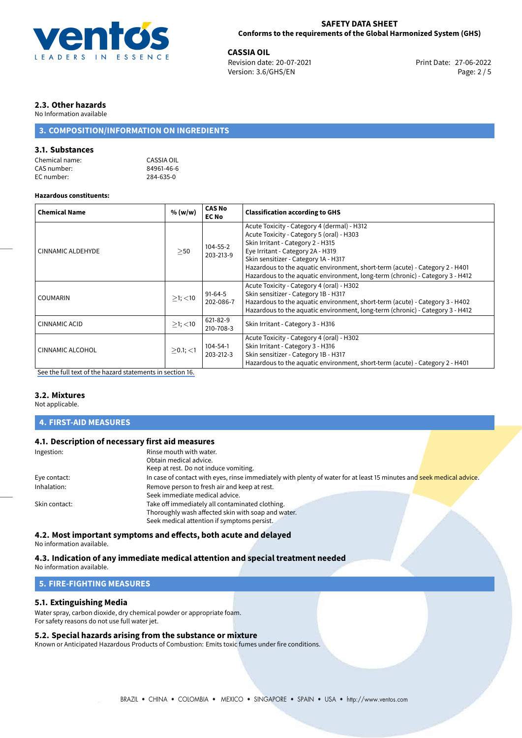## 2.3. Other hazards

No Information available

## 3. COMPOSITION/INFORMATION ON INGREDIENTS

### 3.1. Substances

Chemical name: CASSIA OIL
CAS number: 84961-46-6
EC number: 284-635-0

**Hazardous constituents:**

| Chemical Name | % (w/w) | CAS No EC No | Classification according to GHS |
|---|---|---|---|
| CINNAMIC ALDEHYDE | ≥50 | 104-55-2<br>203-213-9 | Acute Toxicity - Category 4 (dermal) - H312<br>Acute Toxicity - Category 5 (oral) - H303<br>Skin Irritant - Category 2 - H315<br>Eye Irritant - Category 2A - H319<br>Skin sensitizer - Category 1A - H317<br>Hazardous to the aquatic environment, short-term (acute) - Category 2 - H401<br>Hazardous to the aquatic environment, long-term (chronic) - Category 3 - H412 |
| COUMARIN | ≥1; <10 | 91-64-5<br>202-086-7 | Acute Toxicity - Category 4 (oral) - H302<br>Skin sensitizer - Category 1B - H317<br>Hazardous to the aquatic environment, short-term (acute) - Category 3 - H402<br>Hazardous to the aquatic environment, long-term (chronic) - Category 3 - H412 |
| CINNAMIC ACID | ≥1; <10 | 621-82-9<br>210-708-3 | Skin Irritant - Category 3 - H316 |
| CINNAMIC ALCOHOL | ≥0.1; <1 | 104-54-1<br>203-212-3 | Acute Toxicity - Category 4 (oral) - H302<br>Skin Irritant - Category 3 - H316<br>Skin sensitizer - Category 1B - H317<br>Hazardous to the aquatic environment, short-term (acute) - Category 2 - H401 |

See the full text of the hazard statements in section 16.

### 3.2. Mixtures

Not applicable.

## 4. FIRST-AID MEASURES

### 4.1. Description of necessary first aid measures

Ingestion: Rinse mouth with water.
Obtain medical advice.
Keep at rest. Do not induce vomiting.

Eye contact: In case of contact with eyes, rinse immediately with plenty of water for at least 15 minutes and seek medical advice.

Inhalation: Remove person to fresh air and keep at rest.
Seek immediate medical advice.

Skin contact: Take off immediately all contaminated clothing.
Thoroughly wash affected skin with soap and water.
Seek medical attention if symptoms persist.

### 4.2. Most important symptoms and effects, both acute and delayed

No information available.

### 4.3. Indication of any immediate medical attention and special treatment needed

No information available.

## 5. FIRE-FIGHTING MEASURES

### 5.1. Extinguishing Media

Water spray, carbon dioxide, dry chemical powder or appropriate foam.
For safety reasons do not use full water jet.

### 5.2. Special hazards arising from the substance or mixture

Known or Anticipated Hazardous Products of Combustion: Emits toxic fumes under fire conditions.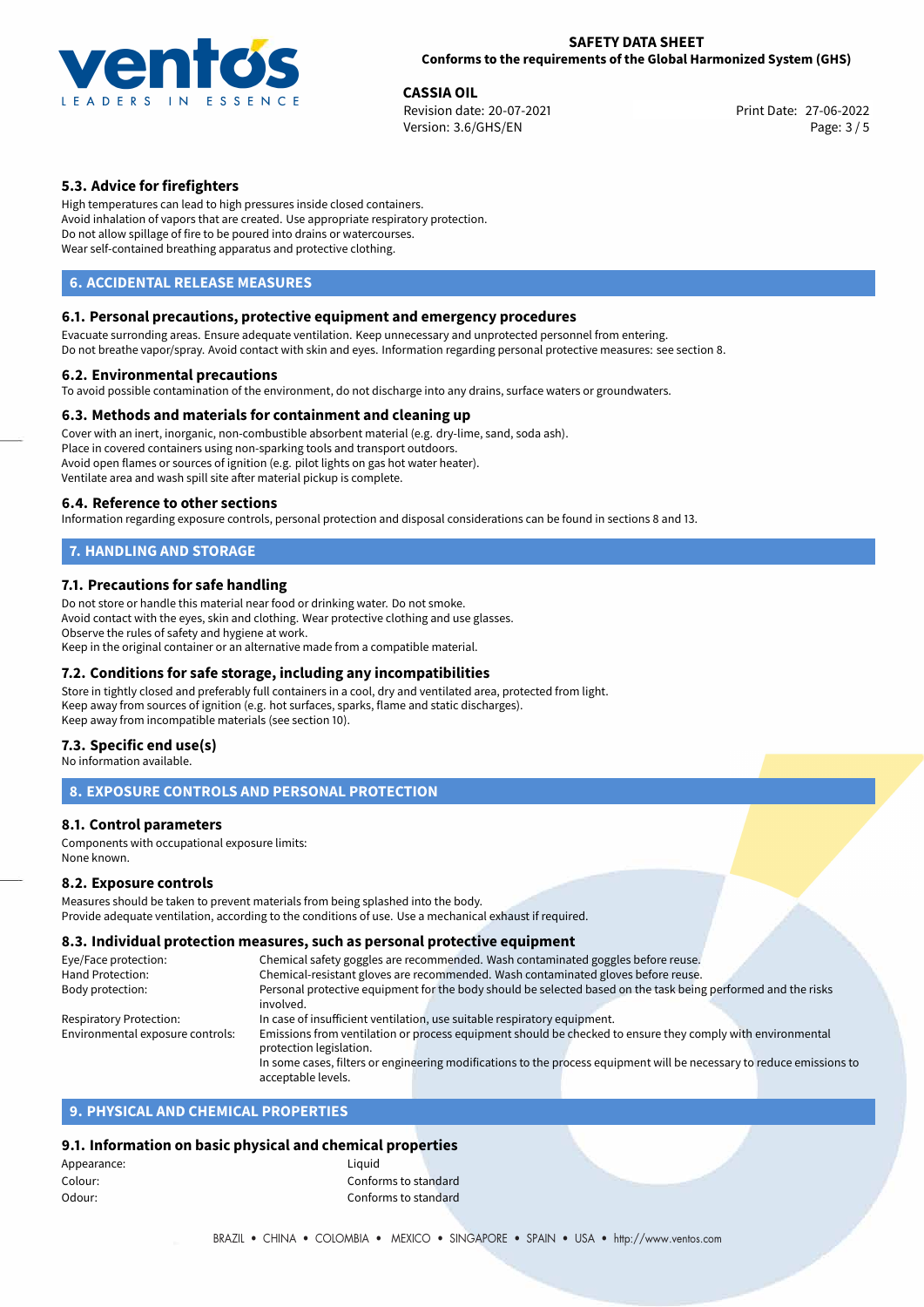### 5.3. Advice for firefighters

High temperatures can lead to high pressures inside closed containers.
Avoid inhalation of vapors that are created. Use appropriate respiratory protection.
Do not allow spillage of fire to be poured into drains or watercourses.
Wear self-contained breathing apparatus and protective clothing.

## 6. ACCIDENTAL RELEASE MEASURES

### 6.1. Personal precautions, protective equipment and emergency procedures

Evacuate surronding areas. Ensure adequate ventilation. Keep unnecessary and unprotected personnel from entering.
Do not breathe vapor/spray. Avoid contact with skin and eyes. Information regarding personal protective measures: see section 8.

### 6.2. Environmental precautions

To avoid possible contamination of the environment, do not discharge into any drains, surface waters or groundwaters.

### 6.3. Methods and materials for containment and cleaning up

Cover with an inert, inorganic, non-combustible absorbent material (e.g. dry-lime, sand, soda ash).
Place in covered containers using non-sparking tools and transport outdoors.
Avoid open flames or sources of ignition (e.g. pilot lights on gas hot water heater).
Ventilate area and wash spill site after material pickup is complete.

### 6.4. Reference to other sections

Information regarding exposure controls, personal protection and disposal considerations can be found in sections 8 and 13.

## 7. HANDLING AND STORAGE

### 7.1. Precautions for safe handling

Do not store or handle this material near food or drinking water. Do not smoke.
Avoid contact with the eyes, skin and clothing. Wear protective clothing and use glasses.
Observe the rules of safety and hygiene at work.
Keep in the original container or an alternative made from a compatible material.

### 7.2. Conditions for safe storage, including any incompatibilities

Store in tightly closed and preferably full containers in a cool, dry and ventilated area, protected from light.
Keep away from sources of ignition (e.g. hot surfaces, sparks, flame and static discharges).
Keep away from incompatible materials (see section 10).

### 7.3. Specific end use(s)

No information available.

## 8. EXPOSURE CONTROLS AND PERSONAL PROTECTION

### 8.1. Control parameters

Components with occupational exposure limits:
None known.

### 8.2. Exposure controls

Measures should be taken to prevent materials from being splashed into the body.
Provide adequate ventilation, according to the conditions of use. Use a mechanical exhaust if required.

### 8.3. Individual protection measures, such as personal protective equipment

| | |
|---|---|
| Eye/Face protection: | Chemical safety goggles are recommended. Wash contaminated goggles before reuse. |
| Hand Protection: | Chemical-resistant gloves are recommended. Wash contaminated gloves before reuse. |
| Body protection: | Personal protective equipment for the body should be selected based on the task being performed and the risks involved. |
| Respiratory Protection: | In case of insufficient ventilation, use suitable respiratory equipment. |
| Environmental exposure controls: | Emissions from ventilation or process equipment should be checked to ensure they comply with environmental protection legislation. In some cases, filters or engineering modifications to the process equipment will be necessary to reduce emissions to acceptable levels. |

## 9. PHYSICAL AND CHEMICAL PROPERTIES

### 9.1. Information on basic physical and chemical properties

| | |
|---|---|
| Appearance: | Liquid |
| Colour: | Conforms to standard |
| Odour: | Conforms to standard |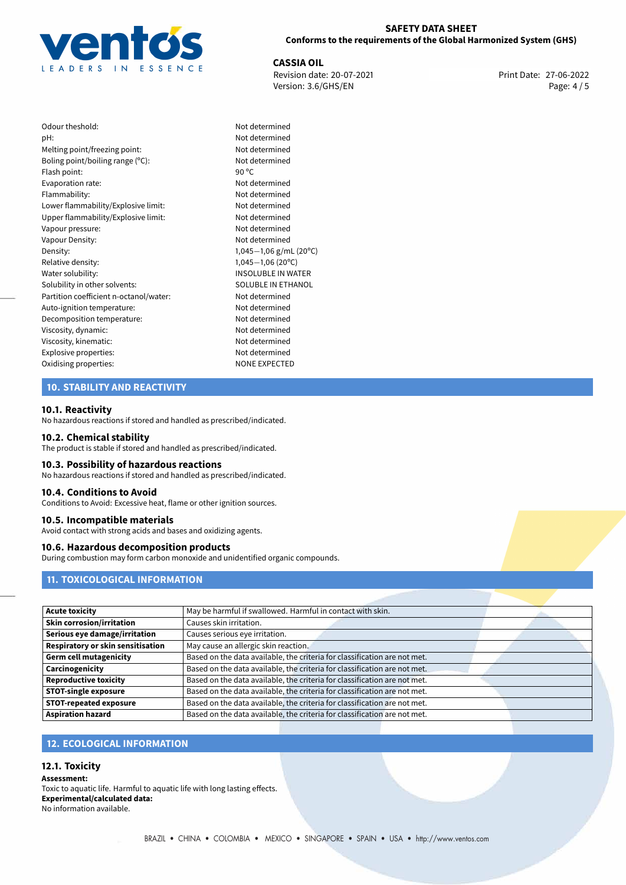| | |
|---|---|
| Odour theshold: | Not determined |
| pH: | Not determined |
| Melting point/freezing point: | Not determined |
| Boling point/boiling range (°C): | Not determined |
| Flash point: | 90 °C |
| Evaporation rate: | Not determined |
| Flammability: | Not determined |
| Lower flammability/Explosive limit: | Not determined |
| Upper flammability/Explosive limit: | Not determined |
| Vapour pressure: | Not determined |
| Vapour Density: | Not determined |
| Density: | 1,045—1,06 g/mL (20°C) |
| Relative density: | 1,045—1,06 (20°C) |
| Water solubility: | INSOLUBLE IN WATER |
| Solubility in other solvents: | SOLUBLE IN ETHANOL |
| Partition coefficient n-octanol/water: | Not determined |
| Auto-ignition temperature: | Not determined |
| Decomposition temperature: | Not determined |
| Viscosity, dynamic: | Not determined |
| Viscosity, kinematic: | Not determined |
| Explosive properties: | Not determined |
| Oxidising properties: | NONE EXPECTED |

## 10. STABILITY AND REACTIVITY

### 10.1. Reactivity

No hazardous reactions if stored and handled as prescribed/indicated.

### 10.2. Chemical stability

The product is stable if stored and handled as prescribed/indicated.

### 10.3. Possibility of hazardous reactions

No hazardous reactions if stored and handled as prescribed/indicated.

### 10.4. Conditions to Avoid

Conditions to Avoid: Excessive heat, flame or other ignition sources.

### 10.5. Incompatible materials

Avoid contact with strong acids and bases and oxidizing agents.

### 10.6. Hazardous decomposition products

During combustion may form carbon monoxide and unidentified organic compounds.

## 11. TOXICOLOGICAL INFORMATION

| | |
|---|---|
| **Acute toxicity** | May be harmful if swallowed. Harmful in contact with skin. |
| **Skin corrosion/irritation** | Causes skin irritation. |
| **Serious eye damage/irritation** | Causes serious eye irritation. |
| **Respiratory or skin sensitisation** | May cause an allergic skin reaction. |
| **Germ cell mutagenicity** | Based on the data available, the criteria for classification are not met. |
| **Carcinogenicity** | Based on the data available, the criteria for classification are not met. |
| **Reproductive toxicity** | Based on the data available, the criteria for classification are not met. |
| **STOT-single exposure** | Based on the data available, the criteria for classification are not met. |
| **STOT-repeated exposure** | Based on the data available, the criteria for classification are not met. |
| **Aspiration hazard** | Based on the data available, the criteria for classification are not met. |

## 12. ECOLOGICAL INFORMATION

### 12.1. Toxicity

**Assessment:**

Toxic to aquatic life. Harmful to aquatic life with long lasting effects.

**Experimental/calculated data:**

No information available.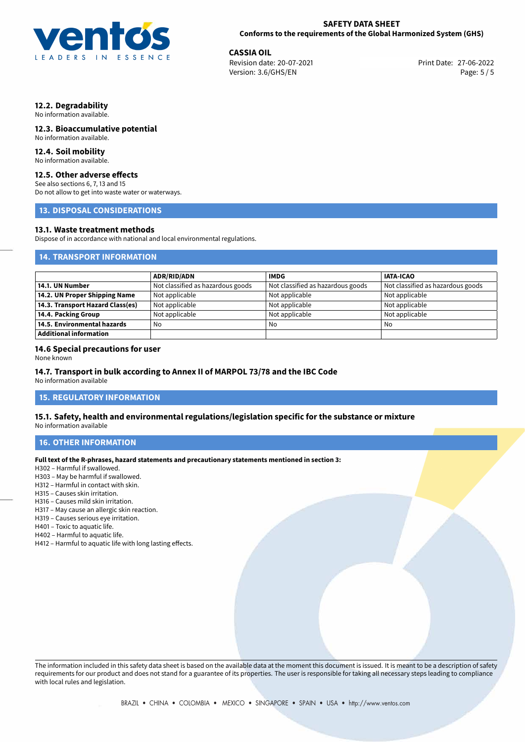### 12.2. Degradability

No information available.

### 12.3. Bioaccumulative potential

No information available.

### 12.4. Soil mobility

No information available.

### 12.5. Other adverse effects

See also sections 6, 7, 13 and 15

Do not allow to get into waste water or waterways.

## 13. DISPOSAL CONSIDERATIONS

### 13.1. Waste treatment methods

Dispose of in accordance with national and local environmental regulations.

## 14. TRANSPORT INFORMATION

| | ADR/RID/ADN | IMDG | IATA-ICAO |
|---|---|---|---|
| **14.1. UN Number** | Not classified as hazardous goods | Not classified as hazardous goods | Not classified as hazardous goods |
| **14.2. UN Proper Shipping Name** | Not applicable | Not applicable | Not applicable |
| **14.3. Transport Hazard Class(es)** | Not applicable | Not applicable | Not applicable |
| **14.4. Packing Group** | Not applicable | Not applicable | Not applicable |
| **14.5. Environmental hazards** | No | No | No |
| **Additional information** | | | |

### 14.6 Special precautions for user

None known

### 14.7. Transport in bulk according to Annex II of MARPOL 73/78 and the IBC Code

No information available

## 15. REGULATORY INFORMATION

### 15.1. Safety, health and environmental regulations/legislation specific for the substance or mixture

No information available

## 16. OTHER INFORMATION

**Full text of the R-phrases, hazard statements and precautionary statements mentioned in section 3:**

H302 – Harmful if swallowed.
H303 – May be harmful if swallowed.
H312 – Harmful in contact with skin.
H315 – Causes skin irritation.
H316 – Causes mild skin irritation.
H317 – May cause an allergic skin reaction.
H319 – Causes serious eye irritation.
H401 – Toxic to aquatic life.
H402 – Harmful to aquatic life.
H412 – Harmful to aquatic life with long lasting effects.

The information included in this safety data sheet is based on the available data at the moment this document is issued. It is meant to be a description of safety requirements for our product and does not stand for a guarantee of its properties. The user is responsible for taking all necessary steps leading to compliance with local rules and legislation.